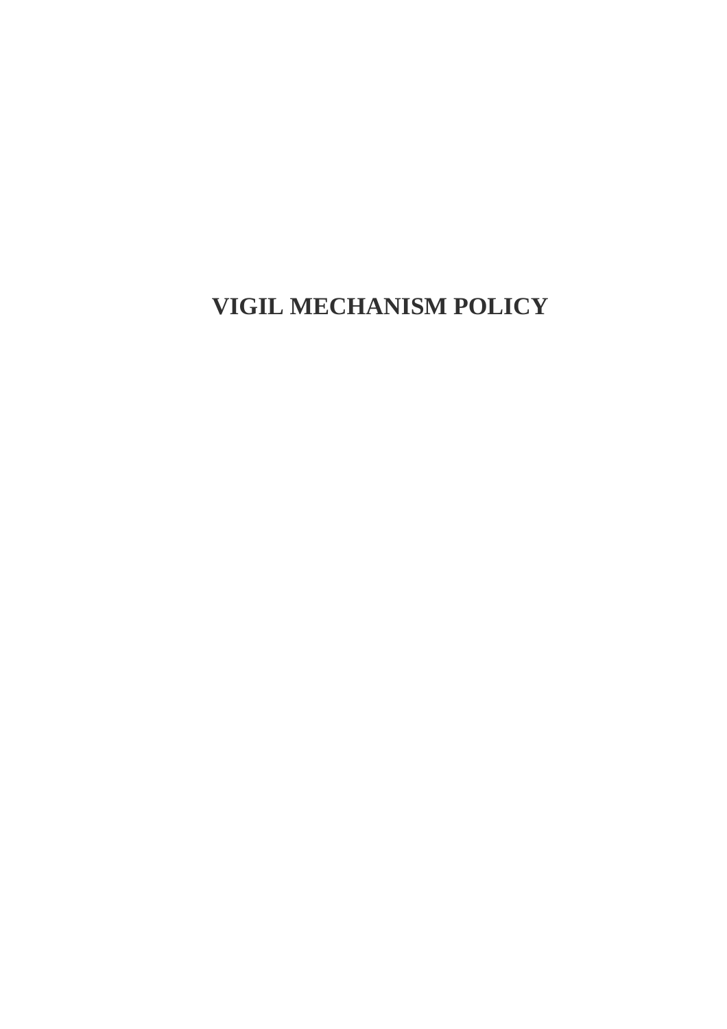# VIGIL MECHANISM POLICY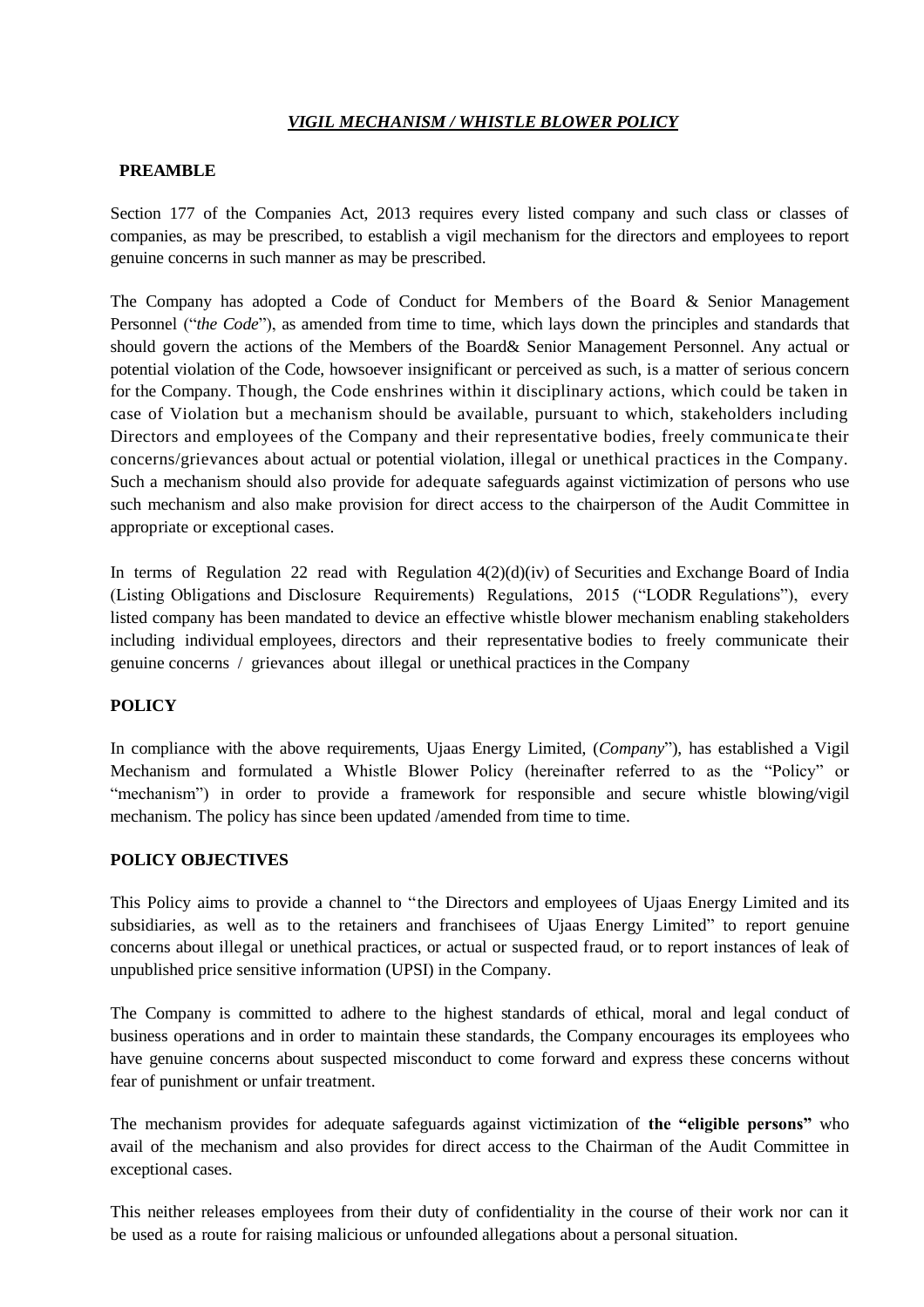## *VIGIL MECHANISM / WHISTLE BLOWER POLICY*

**PREAMBLE**

Section 177 of the Companies Act, 2013 requires every listed company and such class or classes of companies, as may be prescribed, to establish a vigil mechanism for the directors and employees to report genuine concerns in such manner as may be prescribed.

The Company has adopted a Code of Conduct for Members of the Board & Senior Management Personnel ("*the Code*"), as amended from time to time, which lays down the principles and standards that should govern the actions of the Members of the Board& Senior Management Personnel. Any actual or potential violation of the Code, howsoever insignificant or perceived as such, is a matter of serious concern for the Company. Though, the Code enshrines within it disciplinary actions, which could be taken in case of Violation but a mechanism should be available, pursuant to which, stakeholders including Directors and employees of the Company and their representative bodies, freely communicate their concerns/grievances about actual or potential violation, illegal or unethical practices in the Company. Such a mechanism should also provide for adequate safeguards against victimization of persons who use such mechanism and also make provision for direct access to the chairperson of the Audit Committee in appropriate or exceptional cases.

In terms of Regulation 22 read with Regulation 4(2)(d)(iv) of Securities and Exchange Board of India (Listing Obligations and Disclosure Requirements) Regulations, 2015 ("LODR Regulations"), every listed company has been mandated to device an effective whistle blower mechanism enabling stakeholders including individual employees, directors and their representative bodies to freely communicate their genuine concerns / grievances about illegal or unethical practices in the Company

**POLICY**

In compliance with the above requirements, Ujaas Energy Limited, (*Company*"), has established a Vigil Mechanism and formulated a Whistle Blower Policy (hereinafter referred to as the "Policy" or "mechanism") in order to provide a framework for responsible and secure whistle blowing/vigil mechanism. The policy has since been updated /amended from time to time.

**POLICY OBJECTIVES**

This Policy aims to provide a channel to "the Directors and employees of Ujaas Energy Limited and its subsidiaries, as well as to the retainers and franchisees of Ujaas Energy Limited" to report genuine concerns about illegal or unethical practices, or actual or suspected fraud, or to report instances of leak of unpublished price sensitive information (UPSI) in the Company.

The Company is committed to adhere to the highest standards of ethical, moral and legal conduct of business operations and in order to maintain these standards, the Company encourages its employees who have genuine concerns about suspected misconduct to come forward and express these concerns without fear of punishment or unfair treatment.

The mechanism provides for adequate safeguards against victimization of **the "eligible persons"** who avail of the mechanism and also provides for direct access to the Chairman of the Audit Committee in exceptional cases.

This neither releases employees from their duty of confidentiality in the course of their work nor can it be used as a route for raising malicious or unfounded allegations about a personal situation.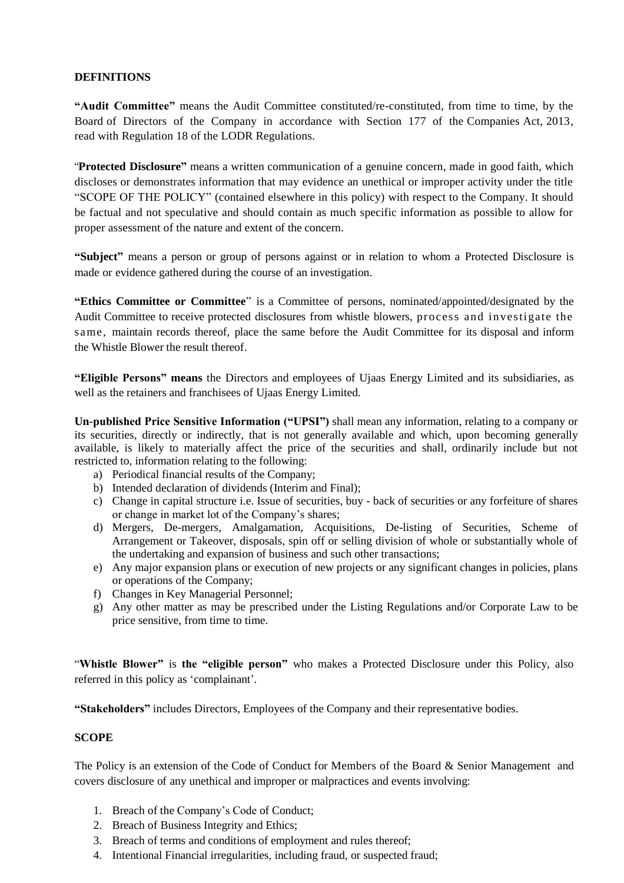## DEFINITIONS

**"Audit Committee"** means the Audit Committee constituted/re-constituted, from time to time, by the Board of Directors of the Company in accordance with Section 177 of the Companies Act, 2013, read with Regulation 18 of the LODR Regulations.

"**Protected Disclosure"** means a written communication of a genuine concern, made in good faith, which discloses or demonstrates information that may evidence an unethical or improper activity under the title "SCOPE OF THE POLICY" (contained elsewhere in this policy) with respect to the Company. It should be factual and not speculative and should contain as much specific information as possible to allow for proper assessment of the nature and extent of the concern.

**"Subject"** means a person or group of persons against or in relation to whom a Protected Disclosure is made or evidence gathered during the course of an investigation.

**"Ethics Committee or Committee**" is a Committee of persons, nominated/appointed/designated by the Audit Committee to receive protected disclosures from whistle blowers, process and investigate the same, maintain records thereof, place the same before the Audit Committee for its disposal and inform the Whistle Blower the result thereof.

**"Eligible Persons" means** the Directors and employees of Ujaas Energy Limited and its subsidiaries, as well as the retainers and franchisees of Ujaas Energy Limited.

**Un-published Price Sensitive Information ("UPSI")** shall mean any information, relating to a company or its securities, directly or indirectly, that is not generally available and which, upon becoming generally available, is likely to materially affect the price of the securities and shall, ordinarily include but not restricted to, information relating to the following:

a) Periodical financial results of the Company;
b) Intended declaration of dividends (Interim and Final);
c) Change in capital structure i.e. Issue of securities, buy - back of securities or any forfeiture of shares or change in market lot of the Company's shares;
d) Mergers, De-mergers, Amalgamation, Acquisitions, De-listing of Securities, Scheme of Arrangement or Takeover, disposals, spin off or selling division of whole or substantially whole of the undertaking and expansion of business and such other transactions;
e) Any major expansion plans or execution of new projects or any significant changes in policies, plans or operations of the Company;
f) Changes in Key Managerial Personnel;
g) Any other matter as may be prescribed under the Listing Regulations and/or Corporate Law to be price sensitive, from time to time.

"**Whistle Blower"** is **the "eligible person"** who makes a Protected Disclosure under this Policy, also referred in this policy as 'complainant'.

**"Stakeholders"** includes Directors, Employees of the Company and their representative bodies.

## SCOPE

The Policy is an extension of the Code of Conduct for Members of the Board & Senior Management and covers disclosure of any unethical and improper or malpractices and events involving:

1. Breach of the Company's Code of Conduct;
2. Breach of Business Integrity and Ethics;
3. Breach of terms and conditions of employment and rules thereof;
4. Intentional Financial irregularities, including fraud, or suspected fraud;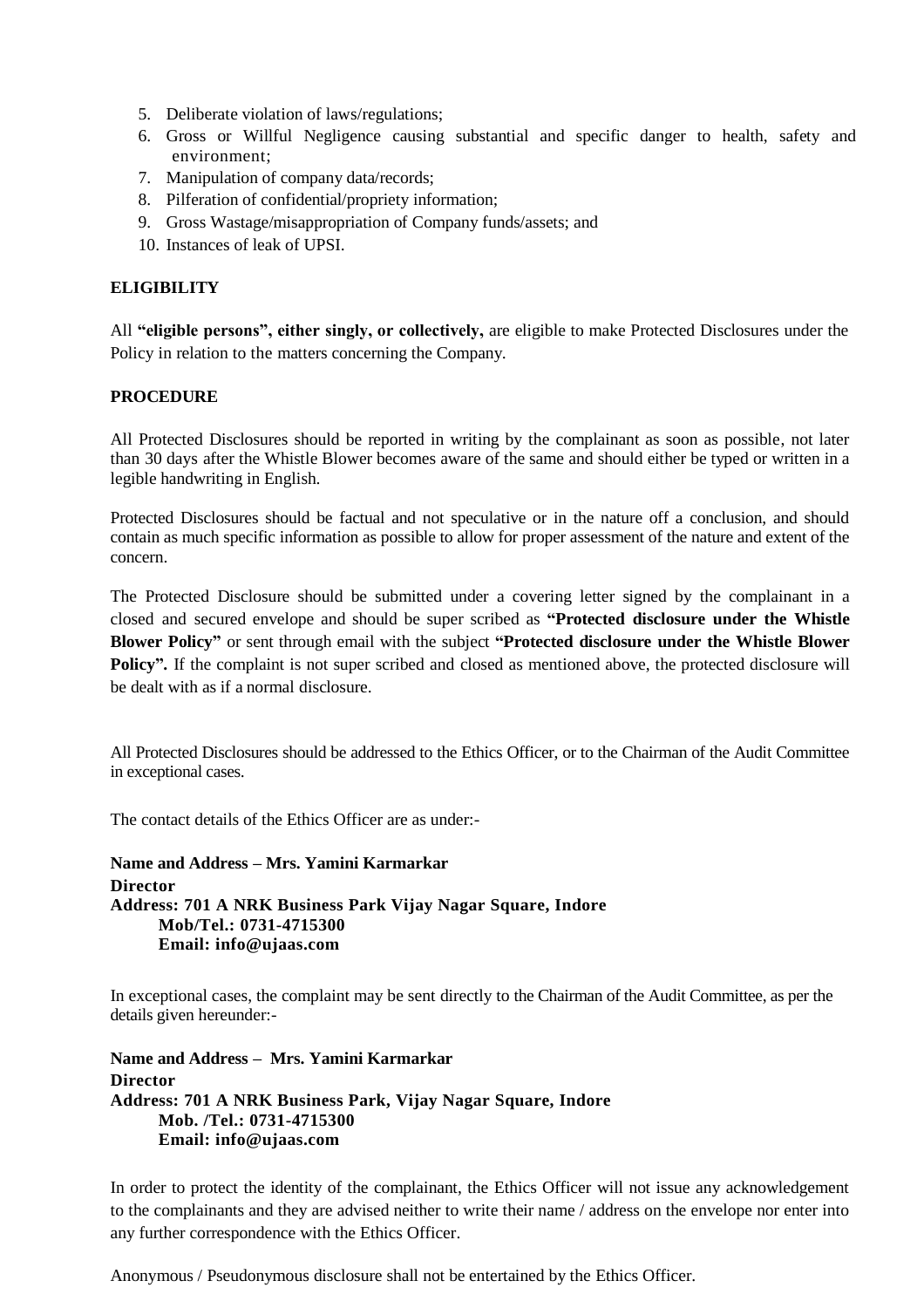5. Deliberate violation of laws/regulations;
6. Gross or Willful Negligence causing substantial and specific danger to health, safety and environment;
7. Manipulation of company data/records;
8. Pilferation of confidential/propriety information;
9. Gross Wastage/misappropriation of Company funds/assets; and
10. Instances of leak of UPSI.

**ELIGIBILITY**

All **"eligible persons", either singly, or collectively,** are eligible to make Protected Disclosures under the Policy in relation to the matters concerning the Company.

**PROCEDURE**

All Protected Disclosures should be reported in writing by the complainant as soon as possible, not later than 30 days after the Whistle Blower becomes aware of the same and should either be typed or written in a legible handwriting in English.

Protected Disclosures should be factual and not speculative or in the nature off a conclusion, and should contain as much specific information as possible to allow for proper assessment of the nature and extent of the concern.

The Protected Disclosure should be submitted under a covering letter signed by the complainant in a closed and secured envelope and should be super scribed as **"Protected disclosure under the Whistle Blower Policy"** or sent through email with the subject **"Protected disclosure under the Whistle Blower Policy".** If the complaint is not super scribed and closed as mentioned above, the protected disclosure will be dealt with as if a normal disclosure.

All Protected Disclosures should be addressed to the Ethics Officer, or to the Chairman of the Audit Committee in exceptional cases.

The contact details of the Ethics Officer are as under:-

**Name and Address – Mrs. Yamini Karmarkar**
**Director**
**Address: 701 A NRK Business Park Vijay Nagar Square, Indore**
**Mob/Tel.: 0731-4715300**
**Email: info@ujaas.com**

In exceptional cases, the complaint may be sent directly to the Chairman of the Audit Committee, as per the details given hereunder:-

**Name and Address – Mrs. Yamini Karmarkar**
**Director**
**Address: 701 A NRK Business Park, Vijay Nagar Square, Indore**
**Mob. /Tel.: 0731-4715300**
**Email: info@ujaas.com**

In order to protect the identity of the complainant, the Ethics Officer will not issue any acknowledgement to the complainants and they are advised neither to write their name / address on the envelope nor enter into any further correspondence with the Ethics Officer.

Anonymous / Pseudonymous disclosure shall not be entertained by the Ethics Officer.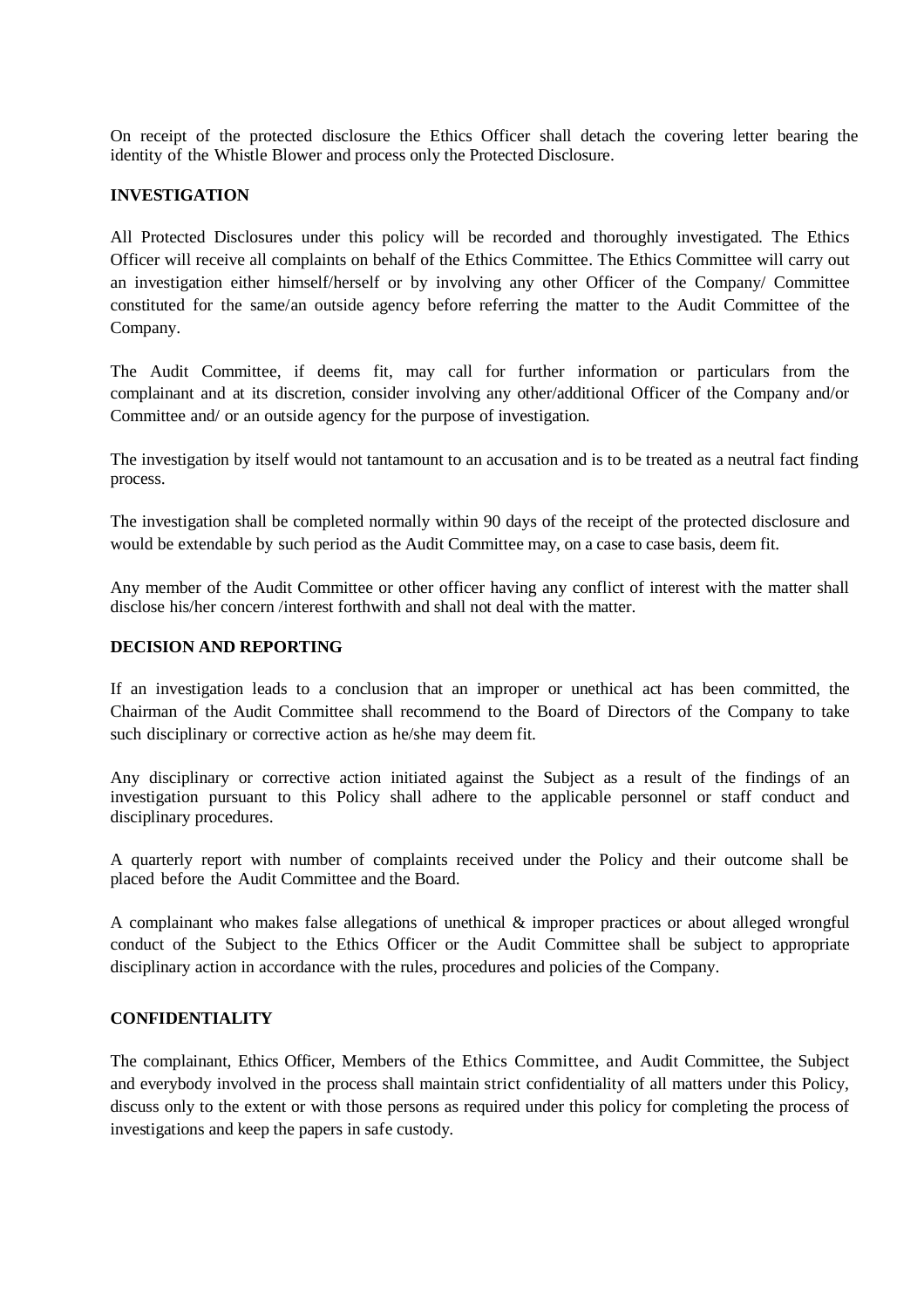On receipt of the protected disclosure the Ethics Officer shall detach the covering letter bearing the identity of the Whistle Blower and process only the Protected Disclosure.

## INVESTIGATION

All Protected Disclosures under this policy will be recorded and thoroughly investigated. The Ethics Officer will receive all complaints on behalf of the Ethics Committee. The Ethics Committee will carry out an investigation either himself/herself or by involving any other Officer of the Company/ Committee constituted for the same/an outside agency before referring the matter to the Audit Committee of the Company.

The Audit Committee, if deems fit, may call for further information or particulars from the complainant and at its discretion, consider involving any other/additional Officer of the Company and/or Committee and/ or an outside agency for the purpose of investigation.

The investigation by itself would not tantamount to an accusation and is to be treated as a neutral fact finding process.

The investigation shall be completed normally within 90 days of the receipt of the protected disclosure and would be extendable by such period as the Audit Committee may, on a case to case basis, deem fit.

Any member of the Audit Committee or other officer having any conflict of interest with the matter shall disclose his/her concern /interest forthwith and shall not deal with the matter.

## DECISION AND REPORTING

If an investigation leads to a conclusion that an improper or unethical act has been committed, the Chairman of the Audit Committee shall recommend to the Board of Directors of the Company to take such disciplinary or corrective action as he/she may deem fit.

Any disciplinary or corrective action initiated against the Subject as a result of the findings of an investigation pursuant to this Policy shall adhere to the applicable personnel or staff conduct and disciplinary procedures.

A quarterly report with number of complaints received under the Policy and their outcome shall be placed before the Audit Committee and the Board.

A complainant who makes false allegations of unethical & improper practices or about alleged wrongful conduct of the Subject to the Ethics Officer or the Audit Committee shall be subject to appropriate disciplinary action in accordance with the rules, procedures and policies of the Company.

## CONFIDENTIALITY

The complainant, Ethics Officer, Members of the Ethics Committee, and Audit Committee, the Subject and everybody involved in the process shall maintain strict confidentiality of all matters under this Policy, discuss only to the extent or with those persons as required under this policy for completing the process of investigations and keep the papers in safe custody.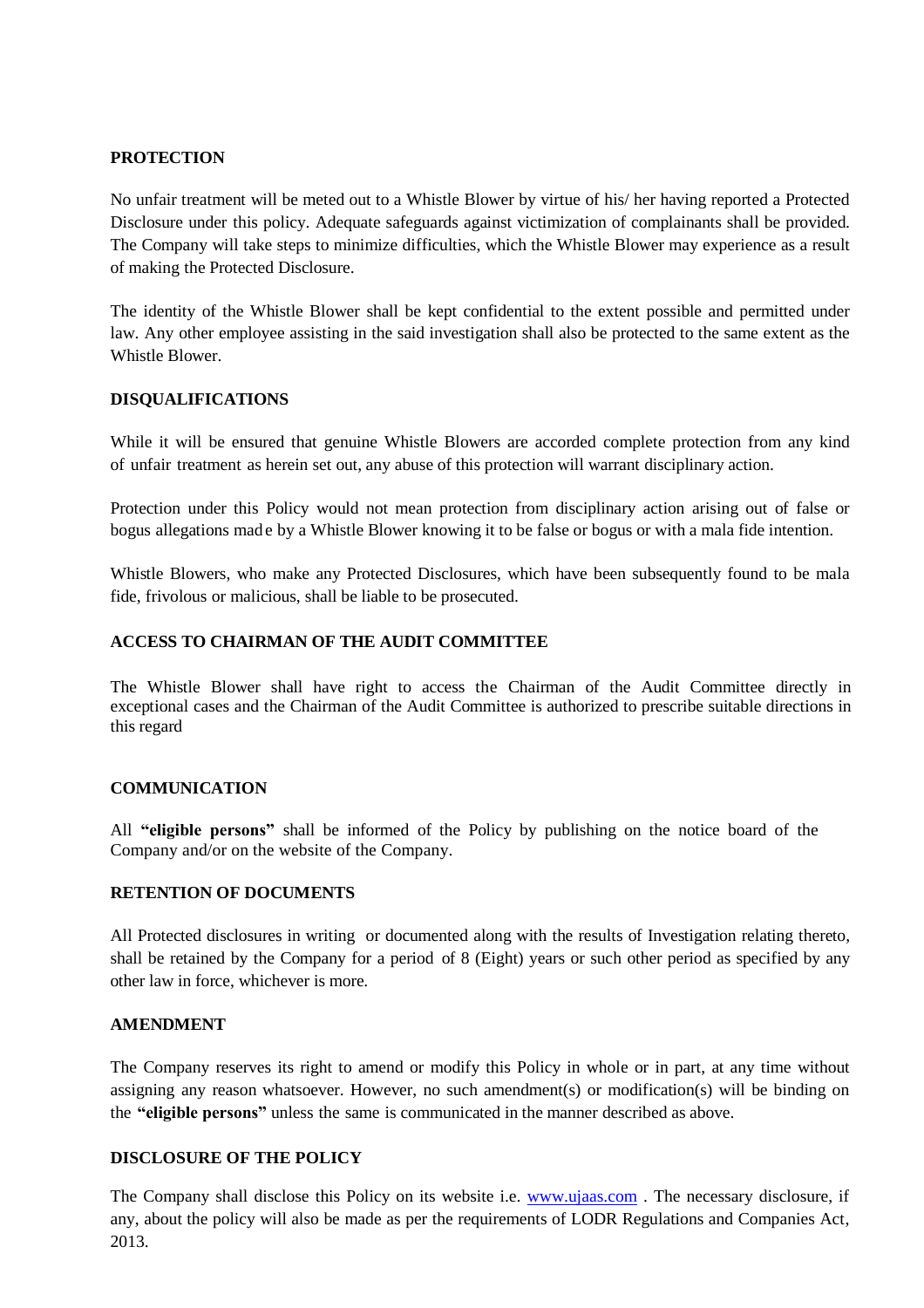## PROTECTION

No unfair treatment will be meted out to a Whistle Blower by virtue of his/ her having reported a Protected Disclosure under this policy. Adequate safeguards against victimization of complainants shall be provided. The Company will take steps to minimize difficulties, which the Whistle Blower may experience as a result of making the Protected Disclosure.

The identity of the Whistle Blower shall be kept confidential to the extent possible and permitted under law. Any other employee assisting in the said investigation shall also be protected to the same extent as the Whistle Blower.

## DISQUALIFICATIONS

While it will be ensured that genuine Whistle Blowers are accorded complete protection from any kind of unfair treatment as herein set out, any abuse of this protection will warrant disciplinary action.

Protection under this Policy would not mean protection from disciplinary action arising out of false or bogus allegations made by a Whistle Blower knowing it to be false or bogus or with a mala fide intention.

Whistle Blowers, who make any Protected Disclosures, which have been subsequently found to be mala fide, frivolous or malicious, shall be liable to be prosecuted.

## ACCESS TO CHAIRMAN OF THE AUDIT COMMITTEE

The Whistle Blower shall have right to access the Chairman of the Audit Committee directly in exceptional cases and the Chairman of the Audit Committee is authorized to prescribe suitable directions in this regard

## COMMUNICATION

All **"eligible persons"** shall be informed of the Policy by publishing on the notice board of the Company and/or on the website of the Company.

## RETENTION OF DOCUMENTS

All Protected disclosures in writing or documented along with the results of Investigation relating thereto, shall be retained by the Company for a period of 8 (Eight) years or such other period as specified by any other law in force, whichever is more.

## AMENDMENT

The Company reserves its right to amend or modify this Policy in whole or in part, at any time without assigning any reason whatsoever. However, no such amendment(s) or modification(s) will be binding on the **"eligible persons"** unless the same is communicated in the manner described as above.

## DISCLOSURE OF THE POLICY

The Company shall disclose this Policy on its website i.e. www.ujaas.com . The necessary disclosure, if any, about the policy will also be made as per the requirements of LODR Regulations and Companies Act, 2013.